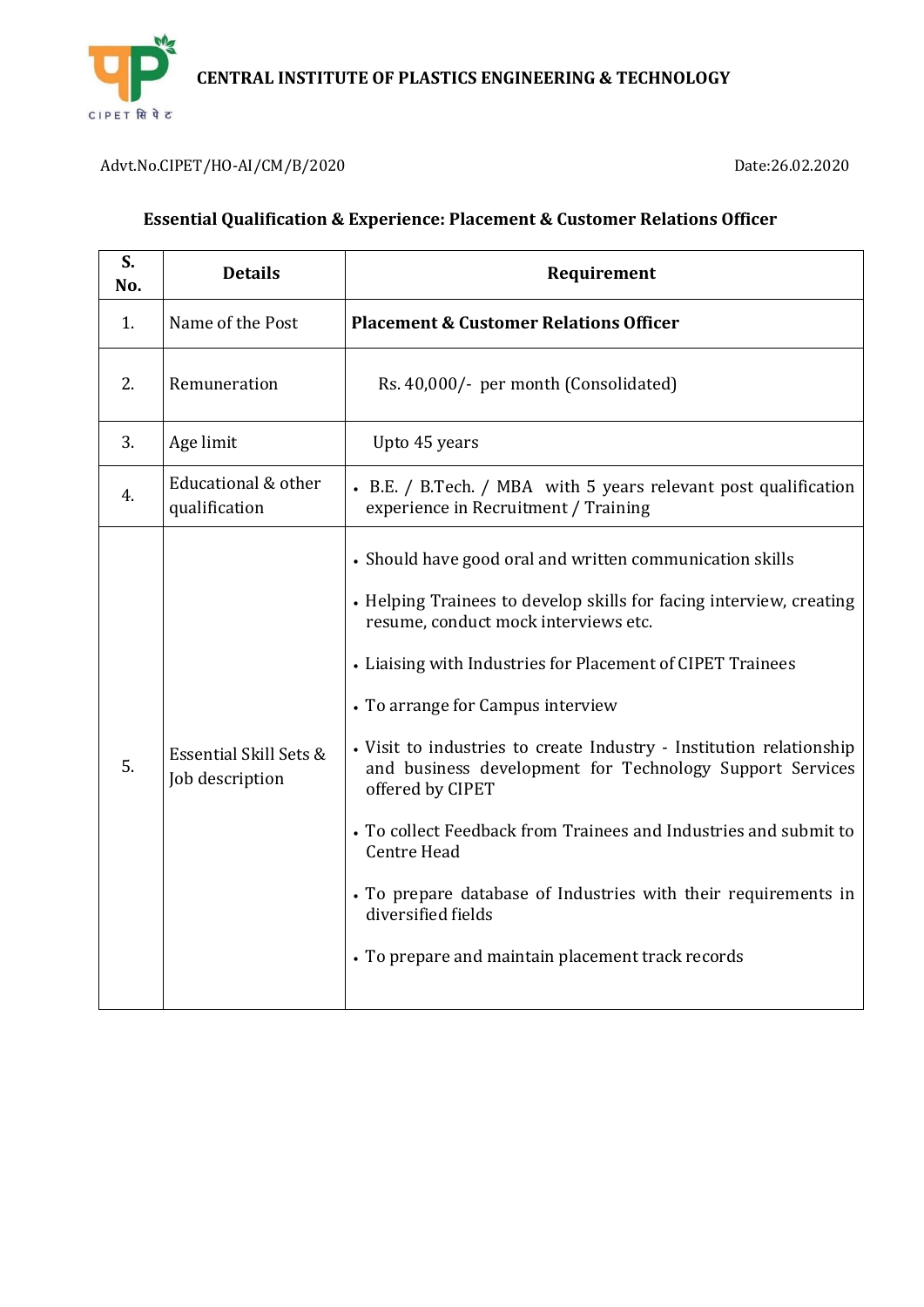# CENTRAL INSTITUTE OF PLASTICS ENGINEERING & TECHNOLOGY

Advt.No.CIPET/HO-AI/CM/B/2020 Date:26.02.2020

## Essential Qualification & Experience: Placement & Customer Relations Officer

| S. No. | Details | Requirement |
|---|---|---|
| 1. | Name of the Post | **Placement & Customer Relations Officer** |
| 2. | Remuneration | Rs. 40,000/- per month (Consolidated) |
| 3. | Age limit | Upto 45 years |
| 4. | Educational & other qualification | • B.E. / B.Tech. / MBA with 5 years relevant post qualification experience in Recruitment / Training |
| 5. | Essential Skill Sets & Job description | • Should have good oral and written communication skills<br>• Helping Trainees to develop skills for facing interview, creating resume, conduct mock interviews etc.<br>• Liaising with Industries for Placement of CIPET Trainees<br>• To arrange for Campus interview<br>• Visit to industries to create Industry - Institution relationship and business development for Technology Support Services offered by CIPET<br>• To collect Feedback from Trainees and Industries and submit to Centre Head<br>• To prepare database of Industries with their requirements in diversified fields<br>• To prepare and maintain placement track records |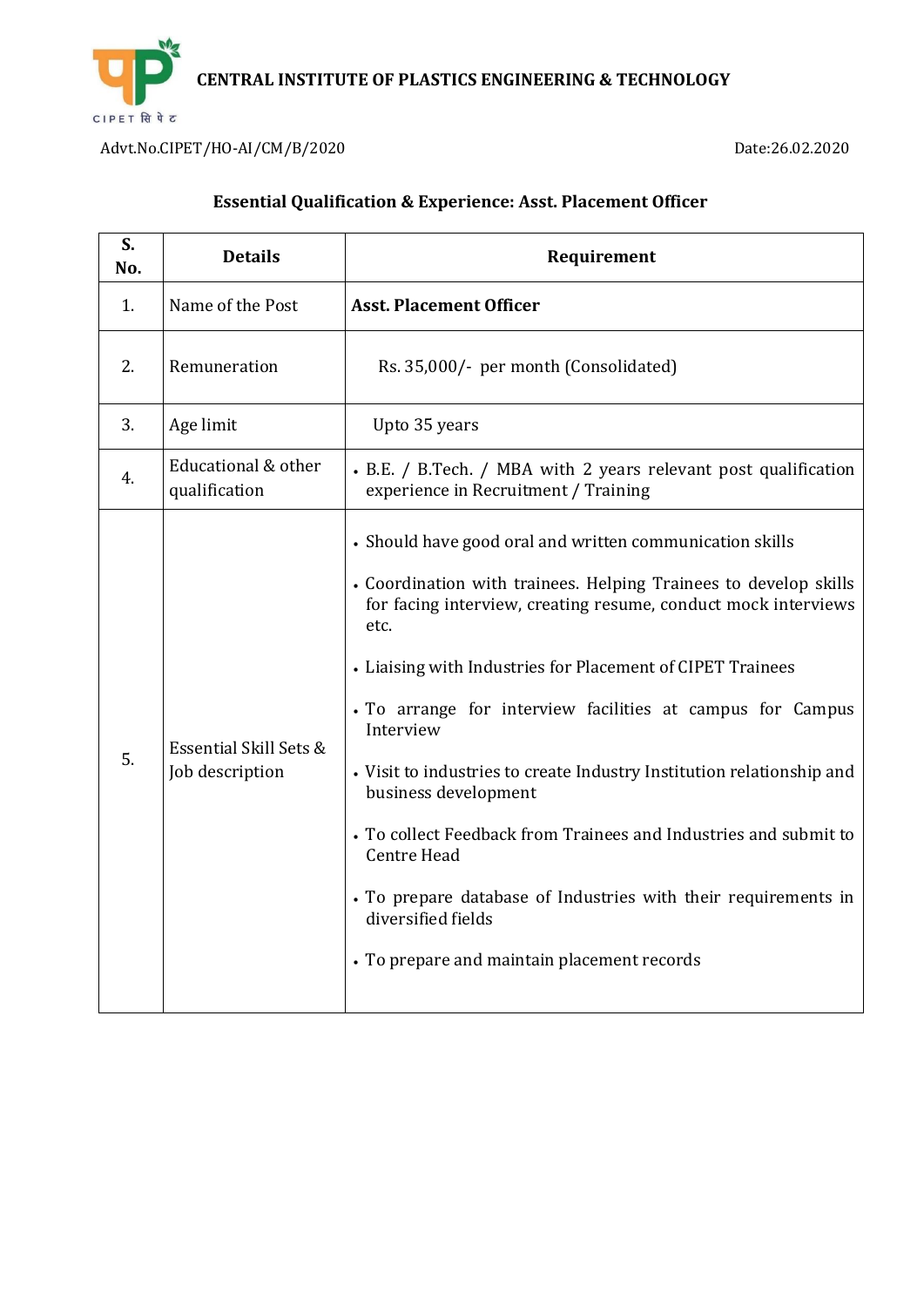**CENTRAL INSTITUTE OF PLASTICS ENGINEERING & TECHNOLOGY**

Advt.No.CIPET/HO-AI/CM/B/2020 Date:26.02.2020

## Essential Qualification & Experience: Asst. Placement Officer

| S. No. | Details | Requirement |
|---|---|---|
| 1. | Name of the Post | **Asst. Placement Officer** |
| 2. | Remuneration | Rs. 35,000/- per month (Consolidated) |
| 3. | Age limit | Upto 35 years |
| 4. | Educational & other qualification | • B.E. / B.Tech. / MBA with 2 years relevant post qualification experience in Recruitment / Training |
| 5. | Essential Skill Sets & Job description | • Should have good oral and written communication skills<br>• Coordination with trainees. Helping Trainees to develop skills for facing interview, creating resume, conduct mock interviews etc.<br>• Liaising with Industries for Placement of CIPET Trainees<br>• To arrange for interview facilities at campus for Campus Interview<br>• Visit to industries to create Industry Institution relationship and business development<br>• To collect Feedback from Trainees and Industries and submit to Centre Head<br>• To prepare database of Industries with their requirements in diversified fields<br>• To prepare and maintain placement records |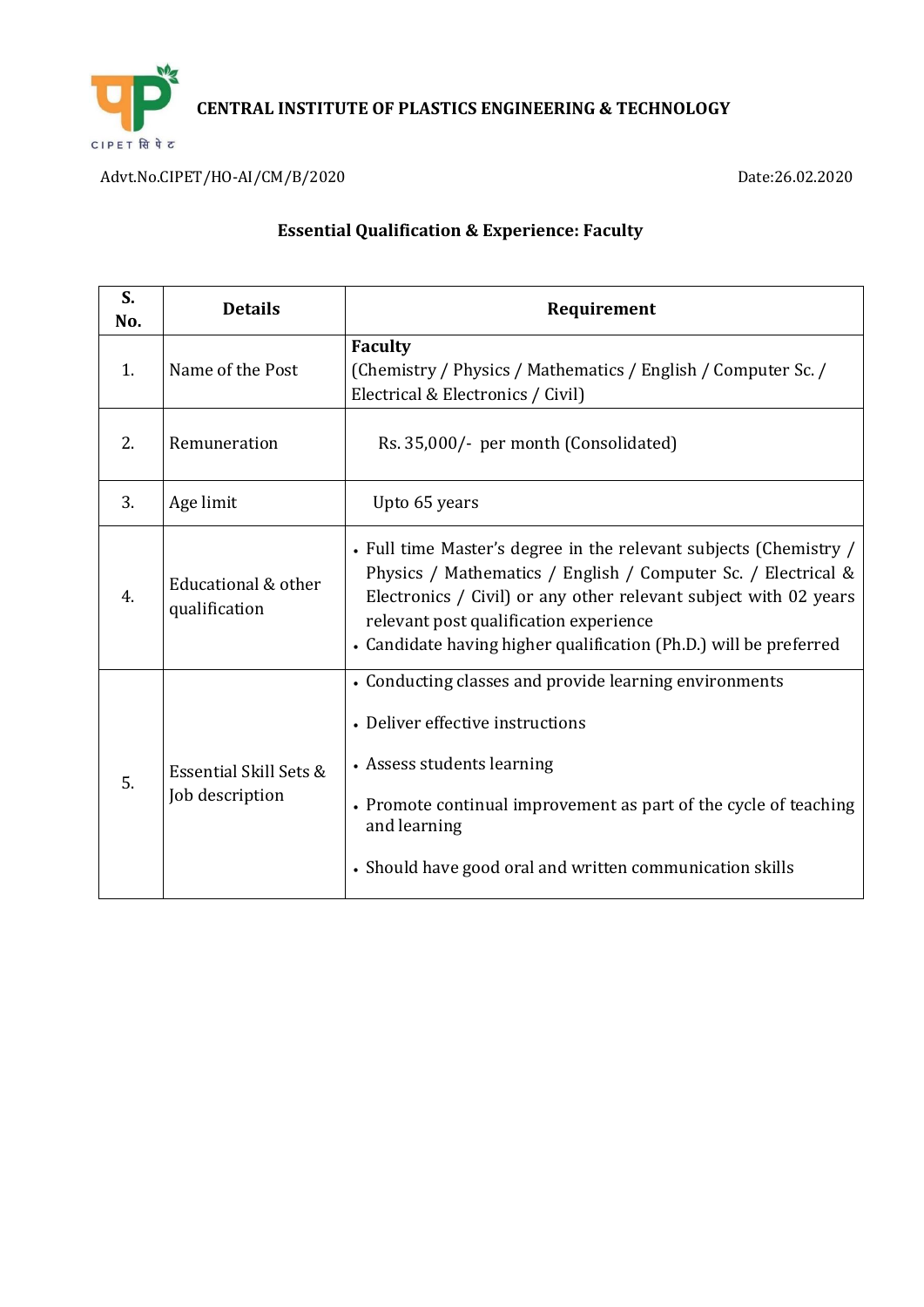**CENTRAL INSTITUTE OF PLASTICS ENGINEERING & TECHNOLOGY**

Advt.No.CIPET/HO-AI/CM/B/2020 Date:26.02.2020

## Essential Qualification & Experience: Faculty

| S. No. | Details | Requirement |
|---|---|---|
| 1. | Name of the Post | **Faculty**<br>(Chemistry / Physics / Mathematics / English / Computer Sc. / Electrical & Electronics / Civil) |
| 2. | Remuneration | Rs. 35,000/- per month (Consolidated) |
| 3. | Age limit | Upto 65 years |
| 4. | Educational & other qualification | • Full time Master's degree in the relevant subjects (Chemistry / Physics / Mathematics / English / Computer Sc. / Electrical & Electronics / Civil) or any other relevant subject with 02 years relevant post qualification experience<br>• Candidate having higher qualification (Ph.D.) will be preferred |
| 5. | Essential Skill Sets & Job description | • Conducting classes and provide learning environments<br>• Deliver effective instructions<br>• Assess students learning<br>• Promote continual improvement as part of the cycle of teaching and learning<br>• Should have good oral and written communication skills |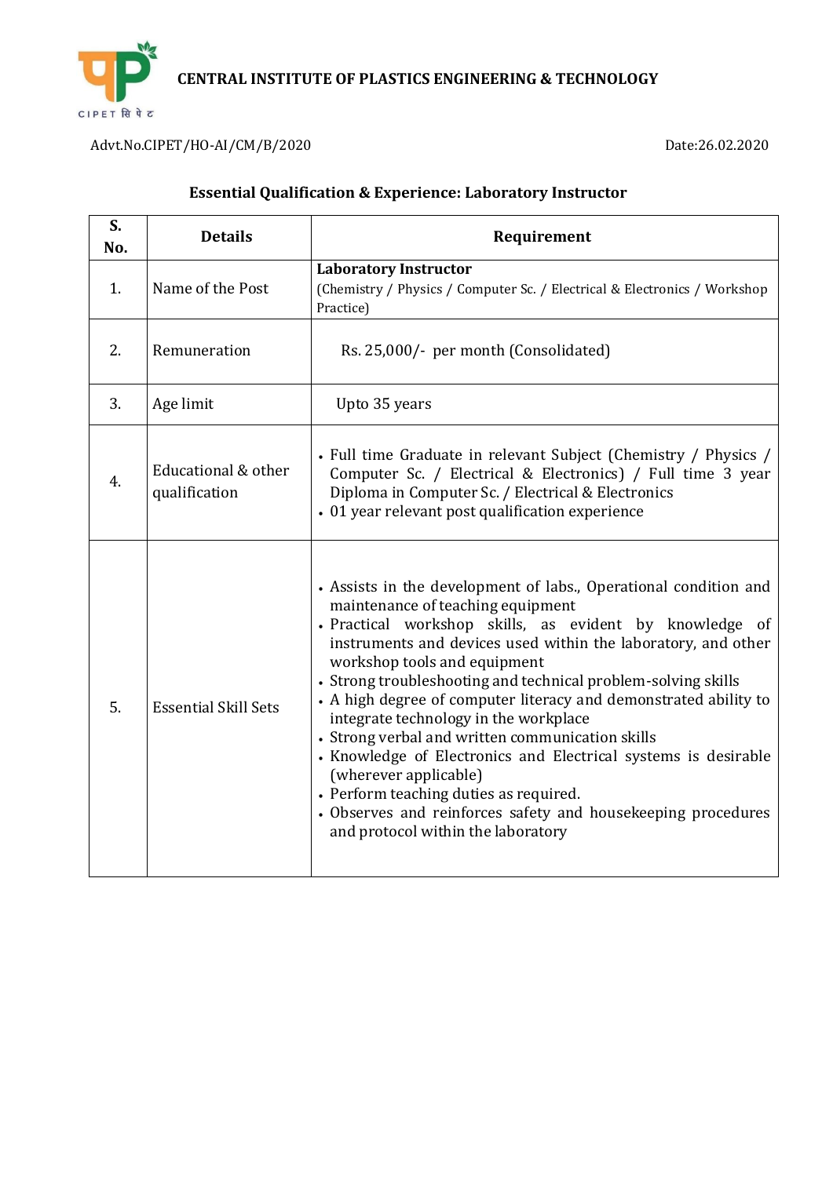**CENTRAL INSTITUTE OF PLASTICS ENGINEERING & TECHNOLOGY**

Advt.No.CIPET/HO-AI/CM/B/2020 Date:26.02.2020

## Essential Qualification & Experience: Laboratory Instructor

| S. No. | Details | Requirement |
|---|---|---|
| 1. | Name of the Post | **Laboratory Instructor** (Chemistry / Physics / Computer Sc. / Electrical & Electronics / Workshop Practice) |
| 2. | Remuneration | Rs. 25,000/- per month (Consolidated) |
| 3. | Age limit | Upto 35 years |
| 4. | Educational & other qualification | • Full time Graduate in relevant Subject (Chemistry / Physics / Computer Sc. / Electrical & Electronics) / Full time 3 year Diploma in Computer Sc. / Electrical & Electronics<br>• 01 year relevant post qualification experience |
| 5. | Essential Skill Sets | • Assists in the development of labs., Operational condition and maintenance of teaching equipment<br>• Practical workshop skills, as evident by knowledge of instruments and devices used within the laboratory, and other workshop tools and equipment<br>• Strong troubleshooting and technical problem-solving skills<br>• A high degree of computer literacy and demonstrated ability to integrate technology in the workplace<br>• Strong verbal and written communication skills<br>• Knowledge of Electronics and Electrical systems is desirable (wherever applicable)<br>• Perform teaching duties as required.<br>• Observes and reinforces safety and housekeeping procedures and protocol within the laboratory |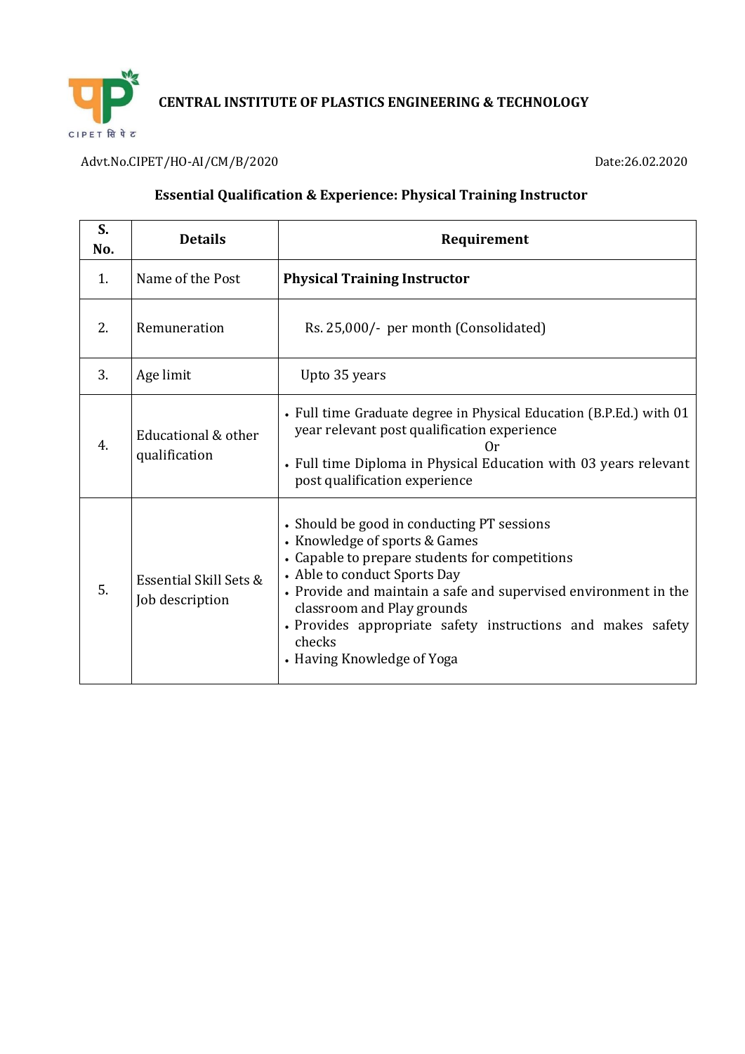**CENTRAL INSTITUTE OF PLASTICS ENGINEERING & TECHNOLOGY**

Advt.No.CIPET/HO-AI/CM/B/2020 Date:26.02.2020

## Essential Qualification & Experience: Physical Training Instructor

| S. No. | Details | Requirement |
|---|---|---|
| 1. | Name of the Post | **Physical Training Instructor** |
| 2. | Remuneration | Rs. 25,000/- per month (Consolidated) |
| 3. | Age limit | Upto 35 years |
| 4. | Educational & other qualification | • Full time Graduate degree in Physical Education (B.P.Ed.) with 01 year relevant post qualification experience<br>Or<br>• Full time Diploma in Physical Education with 03 years relevant post qualification experience |
| 5. | Essential Skill Sets & Job description | • Should be good in conducting PT sessions<br>• Knowledge of sports & Games<br>• Capable to prepare students for competitions<br>• Able to conduct Sports Day<br>• Provide and maintain a safe and supervised environment in the classroom and Play grounds<br>• Provides appropriate safety instructions and makes safety checks<br>• Having Knowledge of Yoga |